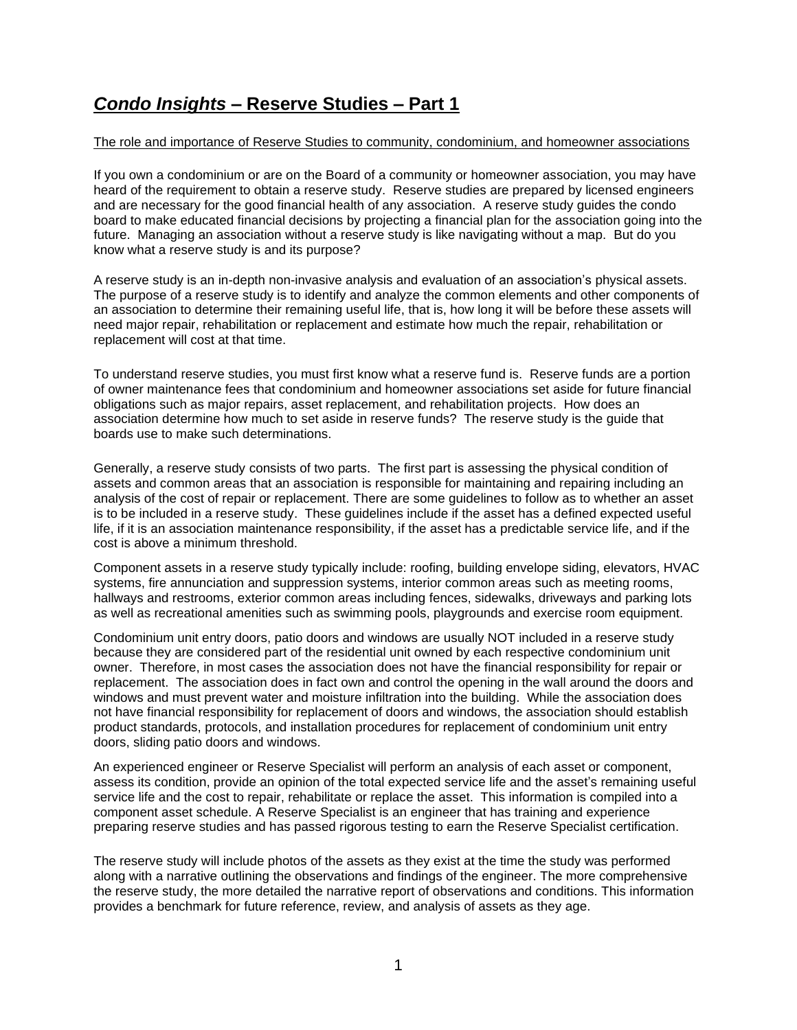# *Condo Insights* – Reserve Studies – Part 1

The role and importance of Reserve Studies to community, condominium, and homeowner associations

If you own a condominium or are on the Board of a community or homeowner association, you may have heard of the requirement to obtain a reserve study. Reserve studies are prepared by licensed engineers and are necessary for the good financial health of any association. A reserve study guides the condo board to make educated financial decisions by projecting a financial plan for the association going into the future. Managing an association without a reserve study is like navigating without a map. But do you know what a reserve study is and its purpose?

A reserve study is an in-depth non-invasive analysis and evaluation of an association's physical assets. The purpose of a reserve study is to identify and analyze the common elements and other components of an association to determine their remaining useful life, that is, how long it will be before these assets will need major repair, rehabilitation or replacement and estimate how much the repair, rehabilitation or replacement will cost at that time.

To understand reserve studies, you must first know what a reserve fund is. Reserve funds are a portion of owner maintenance fees that condominium and homeowner associations set aside for future financial obligations such as major repairs, asset replacement, and rehabilitation projects. How does an association determine how much to set aside in reserve funds? The reserve study is the guide that boards use to make such determinations.

Generally, a reserve study consists of two parts. The first part is assessing the physical condition of assets and common areas that an association is responsible for maintaining and repairing including an analysis of the cost of repair or replacement. There are some guidelines to follow as to whether an asset is to be included in a reserve study. These guidelines include if the asset has a defined expected useful life, if it is an association maintenance responsibility, if the asset has a predictable service life, and if the cost is above a minimum threshold.

Component assets in a reserve study typically include: roofing, building envelope siding, elevators, HVAC systems, fire annunciation and suppression systems, interior common areas such as meeting rooms, hallways and restrooms, exterior common areas including fences, sidewalks, driveways and parking lots as well as recreational amenities such as swimming pools, playgrounds and exercise room equipment.

Condominium unit entry doors, patio doors and windows are usually NOT included in a reserve study because they are considered part of the residential unit owned by each respective condominium unit owner. Therefore, in most cases the association does not have the financial responsibility for repair or replacement. The association does in fact own and control the opening in the wall around the doors and windows and must prevent water and moisture infiltration into the building. While the association does not have financial responsibility for replacement of doors and windows, the association should establish product standards, protocols, and installation procedures for replacement of condominium unit entry doors, sliding patio doors and windows.

An experienced engineer or Reserve Specialist will perform an analysis of each asset or component, assess its condition, provide an opinion of the total expected service life and the asset's remaining useful service life and the cost to repair, rehabilitate or replace the asset. This information is compiled into a component asset schedule. A Reserve Specialist is an engineer that has training and experience preparing reserve studies and has passed rigorous testing to earn the Reserve Specialist certification.

The reserve study will include photos of the assets as they exist at the time the study was performed along with a narrative outlining the observations and findings of the engineer. The more comprehensive the reserve study, the more detailed the narrative report of observations and conditions. This information provides a benchmark for future reference, review, and analysis of assets as they age.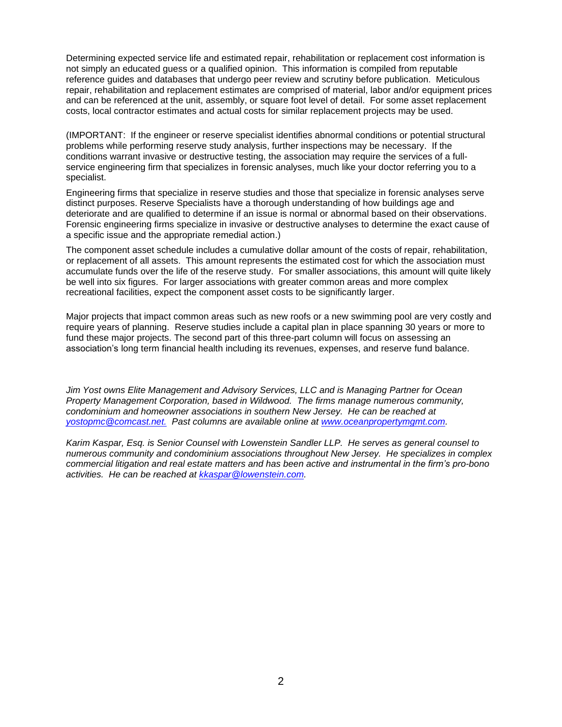Determining expected service life and estimated repair, rehabilitation or replacement cost information is not simply an educated guess or a qualified opinion. This information is compiled from reputable reference guides and databases that undergo peer review and scrutiny before publication. Meticulous repair, rehabilitation and replacement estimates are comprised of material, labor and/or equipment prices and can be referenced at the unit, assembly, or square foot level of detail. For some asset replacement costs, local contractor estimates and actual costs for similar replacement projects may be used.

(IMPORTANT: If the engineer or reserve specialist identifies abnormal conditions or potential structural problems while performing reserve study analysis, further inspections may be necessary. If the conditions warrant invasive or destructive testing, the association may require the services of a full-service engineering firm that specializes in forensic analyses, much like your doctor referring you to a specialist.

Engineering firms that specialize in reserve studies and those that specialize in forensic analyses serve distinct purposes. Reserve Specialists have a thorough understanding of how buildings age and deteriorate and are qualified to determine if an issue is normal or abnormal based on their observations. Forensic engineering firms specialize in invasive or destructive analyses to determine the exact cause of a specific issue and the appropriate remedial action.)

The component asset schedule includes a cumulative dollar amount of the costs of repair, rehabilitation, or replacement of all assets. This amount represents the estimated cost for which the association must accumulate funds over the life of the reserve study. For smaller associations, this amount will quite likely be well into six figures. For larger associations with greater common areas and more complex recreational facilities, expect the component asset costs to be significantly larger.

Major projects that impact common areas such as new roofs or a new swimming pool are very costly and require years of planning. Reserve studies include a capital plan in place spanning 30 years or more to fund these major projects. The second part of this three-part column will focus on assessing an association's long term financial health including its revenues, expenses, and reserve fund balance.

*Jim Yost owns Elite Management and Advisory Services, LLC and is Managing Partner for Ocean Property Management Corporation, based in Wildwood. The firms manage numerous community, condominium and homeowner associations in southern New Jersey. He can be reached at yostopmc@comcast.net. Past columns are available online at www.oceanpropertymgmt.com.*

*Karim Kaspar, Esq. is Senior Counsel with Lowenstein Sandler LLP. He serves as general counsel to numerous community and condominium associations throughout New Jersey. He specializes in complex commercial litigation and real estate matters and has been active and instrumental in the firm's pro-bono activities. He can be reached at kkaspar@lowenstein.com.*